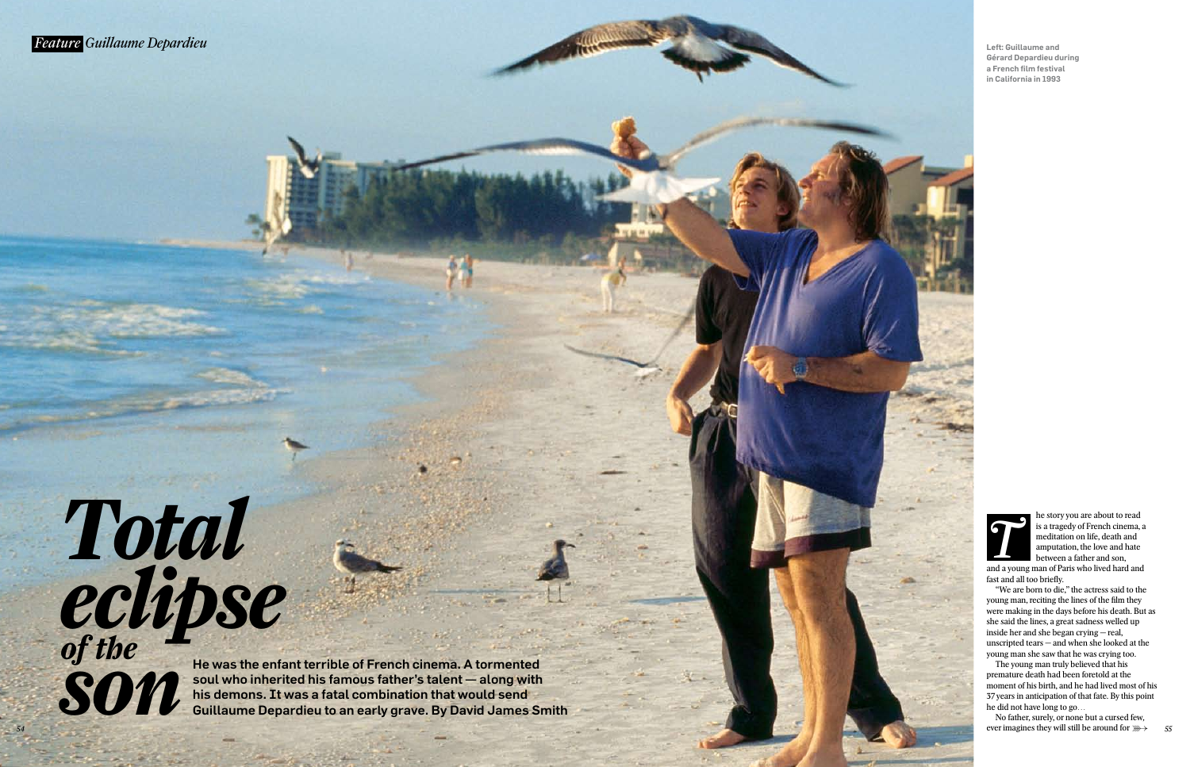# *Total eclipse of the son*

**He was the enfant terrible of French cinema. A tormented soul who inherited his famous father's talent — along with his demons. It was a fatal combination that would send Guillaume Depardieu to an early grave. By David James Smith**

**Left: Guillaume and Gérard Depardieu during a French film festival in California in 1993**

The story you are about to read is a tragedy of French cinema, a meditation on life, death and amputation, the love and hate between a father and son, and a young man of Paris who lived hard and fast and all too briefly.

"We are born to die," the actress said to the young man, reciting the lines of the film they were making in the days before his death. But as she said the lines, a great sadness welled up inside her and she began crying — real, unscripted tears — and when she looked at the young man she saw that he was crying too.

The young man truly believed that his premature death had been foretold at the moment of his birth, and he had lived most of his 37 years in anticipation of that fate. By this point he did not have long to go…

No father, surely, or none but a cursed few, ever imagines they will still be around for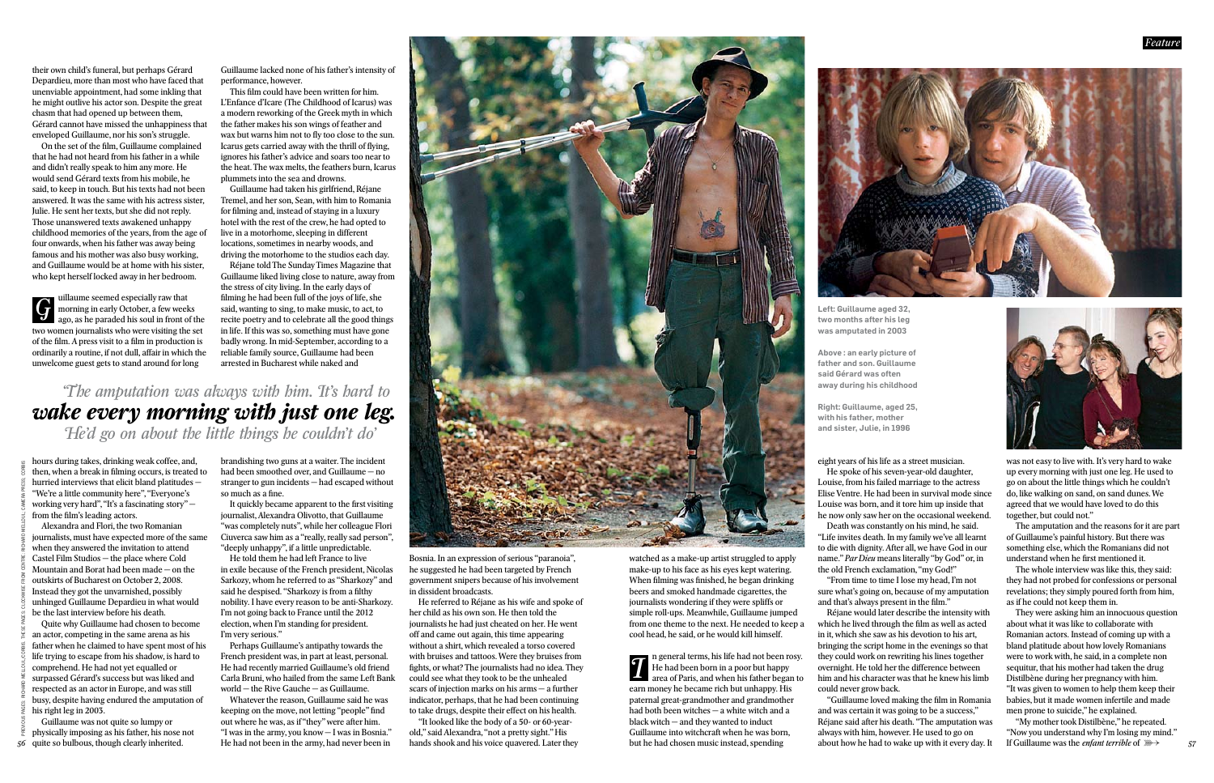their own child's funeral, but perhaps Gérard Depardieu, more than most who have faced that unenviable appointment, had some inkling that he might outlive his actor son. Despite the great chasm that had opened up between them, Gérard cannot have missed the unhappiness that enveloped Guillaume, nor his son's struggle.

On the set of the film, Guillaume complained that he had not heard from his father in a while and didn't really speak to him any more. He would send Gérard texts from his mobile, he said, to keep in touch. But his texts had not been answered. It was the same with his actress sister, Julie. He sent her texts, but she did not reply. Those unanswered texts awakened unhappy childhood memories of the years, from the age of four onwards, when his father was away being famous and his mother was also busy working, and Guillaume would be at home with his sister, who kept herself locked away in her bedroom.

Guillaume seemed especially raw that morning in early October, a few weeks ago, as he paraded his soul in front of the two women journalists who were visiting the set of the film. A press visit to a film in production is ordinarily a routine, if not dull, affair in which the unwelcome guest gets to stand around for long hours during takes, drinking weak coffee, and, then, when a break in filming occurs, is treated to hurried interviews that elicit bland platitudes — "We're a little community here", "Everyone's working very hard", "It's a fascinating story" — from the film's leading actors.

Alexandra and Flori, the two Romanian journalists, must have expected more of the same when they answered the invitation to attend Castel Film Studios — the place where Cold Mountain and Borat had been made — on the outskirts of Bucharest on October 2, 2008. Instead they got the unvarnished, possibly unhinged Guillaume Depardieu in what would be the last interview before his death.

Quite why Guillaume had chosen to become an actor, competing in the same arena as his father when he claimed to have spent most of his life trying to escape from his shadow, is hard to comprehend. He had not yet equalled or surpassed Gérard's success but was liked and respected as an actor in Europe, and was still busy, despite having endured the amputation of his right leg in 2003.

Guillaume was not quite so lumpy or physically imposing as his father, his nose not quite so bulbous, though clearly inherited. Guillaume lacked none of his father's intensity of performance, however.

This film could have been written for him. L'Enfance d'Icare (The Childhood of Icarus) was a modern reworking of the Greek myth in which the father makes his son wings of feather and wax but warns him not to fly too close to the sun. Icarus gets carried away with the thrill of flying, ignores his father's advice and soars too near to the heat. The wax melts, the feathers burn, Icarus plummets into the sea and drowns.

Guillaume had taken his girlfriend, Réjane Tremel, and her son, Sean, with him to Romania for filming and, instead of staying in a luxury hotel with the rest of the crew, he had opted to live in a motorhome, sleeping in different locations, sometimes in nearby woods, and driving the motorhome to the studios each day.

Réjane told The Sunday Times Magazine that Guillaume liked living close to nature, away from the stress of city living. In the early days of filming he had been full of the joys of life, she said, wanting to sing, to make music, to act, to recite poetry and to celebrate all the good things in life. If this was so, something must have gone badly wrong. In mid-September, according to a reliable family source, Guillaume had been arrested in Bucharest while naked and brandishing two guns at a waiter. The incident had been smoothed over, and Guillaume — no stranger to gun incidents — had escaped without so much as a fine.

> *'The amputation was always with him. It's hard to* ***wake every morning with just one leg.*** *He'd go on about the little things he couldn't do'*

It quickly became apparent to the first visiting journalist, Alexandra Olivotto, that Guillaume "was completely nuts", while her colleague Flori Ciuverca saw him as a "really, really sad person", "deeply unhappy", if a little unpredictable.

He told them he had left France to live in exile because of the French president, Nicolas Sarkozy, whom he referred to as "Sharkozy" and said he despised. "Sharkozy is from a filthy nobility. I have every reason to be anti-Sharkozy. I'm not going back to France until the 2012 election, when I'm standing for president. I'm very serious."

Perhaps Guillaume's antipathy towards the French president was, in part at least, personal. He had recently married Guillaume's old friend Carla Bruni, who hailed from the same Left Bank world — the Rive Gauche — as Guillaume.

Whatever the reason, Guillaume said he was keeping on the move, not letting "people" find out where he was, as if "they" were after him. "I was in the army, you know — I was in Bosnia." He had not been in the army, had never been in Bosnia. In an expression of serious "paranoia", he suggested he had been targeted by French government snipers because of his involvement in dissident broadcasts.

He referred to Réjane as his wife and spoke of her child as his own son. He then told the journalists he had just cheated on her. He went off and came out again, this time appearing without a shirt, which revealed a torso covered with bruises and tattoos. Were they bruises from fights, or what? The journalists had no idea. They could see what they took to be the unhealed scars of injection marks on his arms — a further indicator, perhaps, that he had been continuing to take drugs, despite their effect on his health.

"It looked like the body of a 50- or 60-year-old," said Alexandra, "not a pretty sight." His hands shook and his voice quavered. Later they watched as a make-up artist struggled to apply make-up to his face as his eyes kept watering. When filming was finished, he began drinking beers and smoked handmade cigarettes, the journalists wondering if they were spliffs or simple roll-ups. Meanwhile, Guillaume jumped from one theme to the next. He needed to keep a cool head, he said, or he would kill himself.

In general terms, his life had not been rosy. He had been born in a poor but happy area of Paris, and when his father began to earn money he became rich but unhappy. His paternal great-grandmother and grandmother had both been witches — a white witch and a black witch — and they wanted to induct Guillaume into witchcraft when he was born, but he had chosen music instead, spending eight years of his life as a street musician.

He spoke of his seven-year-old daughter, Louise, from his failed marriage to the actress Elise Ventre. He had been in survival mode since Louise was born, and it tore him up inside that he now only saw her on the occasional weekend.

Death was constantly on his mind, he said. "Life invites death. In my family we've all learnt to die with dignity. After all, we have God in our name." *Par Dieu* means literally "by God" or, in the old French exclamation, "my God!"

"From time to time I lose my head, I'm not sure what's going on, because of my amputation and that's always present in the film."

Réjane would later describe the intensity with which he lived through the film as well as acted in it, in which she saw as his devotion to his art, bringing the script home in the evenings so that they could work on rewriting his lines together overnight. He told her the difference between him and his character was that he knew his limb could never grow back.

"Guillaume loved making the film in Romania and was certain it was going to be a success," Réjane said after his death. "The amputation was always with him, however. He used to go on about how he had to wake up with it every day. It was not easy to live with. It's very hard to wake up every morning with just one leg. He used to go on about the little things which he couldn't do, like walking on sand, on sand dunes. We agreed that we would have loved to do this together, but could not."

The amputation and the reasons for it are part of Guillaume's painful history. But there was something else, which the Romanians did not understand when he first mentioned it.

The whole interview was like this, they said: they had not probed for confessions or personal revelations; they simply poured forth from him, as if he could not keep them in.

They were asking him an innocuous question about what it was like to collaborate with Romanian actors. Instead of coming up with a bland platitude about how lovely Romanians were to work with, he said, in a complete non sequitur, that his mother had taken the drug Distilbène during her pregnancy with him. "It was given to women to help them keep their babies, but it made women infertile and made men prone to suicide," he explained.

"My mother took Distilbène," he repeated. "Now you understand why I'm losing my mind." If Guillaume was the *enfant terrible* of ➳

Left: Guillaume aged 32, two months after his leg was amputated in 2003

Above: an early picture of father and son. Guillaume said Gérard was often away during his childhood

Right: Guillaume, aged 25, with his father, mother and sister, Julie, in 1996

PREVIOUS PAGES: RICHARD MELLOUL/CORBIS. THESE PAGES, CLOCKWISE FROM CENTRE: RICHARD MELLOUL/CAMERA PRESS; CORBIS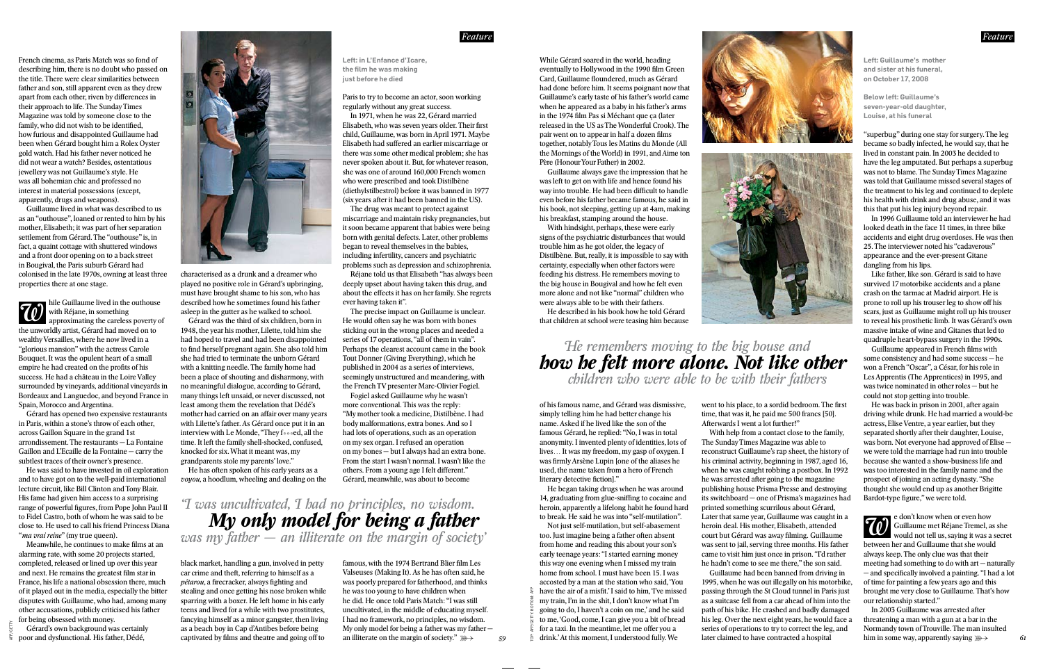French cinema, as Paris Match was so fond of describing him, there is no doubt who passed on the title. There were clear similarities between father and son, still apparent even as they drew apart from each other, riven by differences in their approach to life. The Sunday Times Magazine was told by someone close to the family, who did not wish to be identified, how furious and disappointed Guillaume had been when Gérard bought him a Rolex Oyster gold watch. Had his father never noticed he did not wear a watch? Besides, ostentatious jewellery was not Guillaume's style. He was all bohemian chic and professed no interest in material possessions (except, apparently, drugs and weapons).

Guillaume lived in what was described to us as an "outhouse", loaned or rented to him by his mother, Elisabeth; it was part of her separation settlement from Gérard. The "outhouse" is, in fact, a quaint cottage with shuttered windows and a front door opening on to a back street in Bougival, the Paris suburb Gérard had colonised in the late 1970s, owning at least three properties there at one stage.

While Guillaume lived in the outhouse with Réjane, in something approximating the careless poverty of the unworldly artist, Gérard had moved on to wealthy Versailles, where he now lived in a "glorious mansion" with the actress Carole Bouquet. It was the opulent heart of a small empire he had created on the profits of his success. He had a château in the Loire Valley surrounded by vineyards, additional vineyards in Bordeaux and Languedoc, and beyond France in Spain, Morocco and Argentina.

Gérard has opened two expensive restaurants in Paris, within a stone's throw of each other, across Gaillon Square in the grand 1st arrondissement. The restaurants — La Fontaine Gaillon and L'Ecaille de la Fontaine — carry the subtlest traces of their owner's presence.

He was said to have invested in oil exploration and to have got on to the well-paid international lecture circuit, like Bill Clinton and Tony Blair. His fame had given him access to a surprising range of powerful figures, from Pope John Paul II to Fidel Castro, both of whom he was said to be close to. He used to call his friend Princess Diana "*ma vrai reine*" (my true queen).

Meanwhile, he continues to make films at an alarming rate, with some 20 projects started, completed, released or lined up over this year and next. He remains the greatest film star in France, his life a national obsession there, much of it played out in the media, especially the bitter disputes with Guillaume, who had, among many other accusations, publicly criticised his father for being obsessed with money.

Gérard's own background was certainly poor and dysfunctional. His father, Dédé, characterised as a drunk and a dreamer who played no positive role in Gérard's upbringing, must have brought shame to his son, who has described how he sometimes found his father asleep in the gutter as he walked to school.

Gérard was the third of six children, born in 1948, the year his mother, Lilette, told him she had hoped to travel and had been disappointed to find herself pregnant again. She also told him she had tried to terminate the unborn Gérard with a knitting needle. The family home had been a place of shouting and disharmony, with no meaningful dialogue, according to Gérard, many things left unsaid, or never discussed, not least among them the revelation that Dédé's mother had carried on an affair many years with Lilette's father. As Gérard once put it in an interview with Le Monde, "They f∘∘∘ed, all the time. It left the family shell-shocked, confused, knocked for six. What it meant was, my grandparents stole my parents' love."

He has often spoken of his early years as a *voyou*, a hoodlum, wheeling and dealing on the black market, handling a gun, involved in petty car crime and theft, referring to himself as a *pétarou*, a firecracker, always fighting and stealing and once getting his nose broken while sparring with a boxer. He left home in his early teens and lived for a while with two prostitutes, fancying himself as a minor gangster, then living as a beach boy in Cap d'Antibes before being captivated by films and theatre and going off to Paris to try to become an actor, soon working regularly without any great success.

Left: in L'Enfance d'Icare, the film he was making just before he died

In 1971, when he was 22, Gérard married Elisabeth, who was seven years older. Their first child, Guillaume, was born in April 1971. Maybe Elisabeth had suffered an earlier miscarriage or there was some other medical problem; she has never spoken about it. But, for whatever reason, she was one of around 160,000 French women who were prescribed and took Distilbène (diethylstilbestrol) before it was banned in 1977 (six years after it had been banned in the US).

The drug was meant to protect against miscarriage and maintain risky pregnancies, but it soon became apparent that babies were being born with genital defects. Later, other problems began to reveal themselves in the babies, including infertility, cancers and psychiatric problems such as depression and schizophrenia.

Réjane told us that Elisabeth "has always been deeply upset about having taken this drug, and about the effects it has on her family. She regrets ever having taken it".

The precise impact on Guillaume is unclear. He would often say he was born with bones sticking out in the wrong places and needed a series of 17 operations, "all of them in vain". Perhaps the clearest account came in the book Tout Donner (Giving Everything), which he published in 2004 as a series of interviews, seemingly unstructured and meandering, with the French TV presenter Marc-Olivier Fogiel.

Fogiel asked Guillaume why he wasn't more conventional. This was the reply: "My mother took a medicine, Distilbène. I had body malformations, extra bones. And so I had lots of operations, such as an operation on my sex organ. I refused an operation on my bones — but I always had an extra bone. From the start I wasn't normal. I wasn't like the others. From a young age I felt different." Gérard, meanwhile, was about to become famous, with the 1974 Bertrand Blier film Les Valseuses (Making It). As he has often said, he was poorly prepared for fatherhood, and thinks he was too young to have children when he did. He once told Paris Match: "I was still uncultivated, in the middle of educating myself. I had no framework, no principles, no wisdom. My only model for being a father was my father — an illiterate on the margin of society."

> *'I was uncultivated, I had no principles, no wisdom.* ***My only model for being a father*** *was my father — an illiterate on the margin of society'*

While Gérard soared in the world, heading eventually to Hollywood in the 1990 film Green Card, Guillaume floundered, much as Gérard had done before him. It seems poignant now that Guillaume's early taste of his father's world came when he appeared as a baby in his father's arms in the 1974 film Pas si Méchant que ça (later released in the US as The Wonderful Crook). The pair went on to appear in half a dozen films together, notably Tous les Matins du Monde (All the Mornings of the World) in 1991, and Aime ton Père (Honour Your Father) in 2002.

Guillaume always gave the impression that he was left to get on with life and hence found his way into trouble. He had been difficult to handle even before his father became famous, he said in his book, not sleeping, getting up at 4am, making his breakfast, stamping around the house.

With hindsight, perhaps, these were early signs of the psychiatric disturbances that would trouble him as he got older, the legacy of Distilbène. But, really, it is impossible to say with certainty, especially when other factors were feeding his distress. He remembers moving to the big house in Bougival and how he felt even more alone and not like "normal" children who were always able to be with their fathers.

He described in his book how he told Gérard that children at school were teasing him because of his famous name, and Gérard was dismissive, simply telling him he had better change his name. Asked if he lived like the son of the famous Gérard, he replied: "No, I was in total anonymity. I invented plenty of identities, lots of lives… It was my freedom, my gasp of oxygen. I was firmly Arsène Lupin [one of the aliases he used, the name taken from a hero of French literary detective fiction]."

He began taking drugs when he was around 14, graduating from glue-sniffing to cocaine and heroin, apparently a lifelong habit he found hard to break. He said he was into "self-mutilation".

Not just self-mutilation, but self-abasement too. Just imagine being a father often absent from home and reading this about your son's early teenage years: "I started earning money this way one evening when I missed my train home from school. I must have been 15. I was accosted by a man at the station who said, 'You have the air of a misfit.' I said to him, 'I've missed my train, I'm in the shit, I don't know what I'm going to do, I haven't a coin on me,' and he said to me, 'Good, come, I can give you a bit of bread for a taxi. In the meantime, let me offer you a drink.' At this moment, I understood fully. We went to his place, to a sordid bedroom. The first time, that was it, he paid me 500 francs [50]. Afterwards I went a lot further!"

> *'He remembers moving to the big house and* ***how he felt more alone. Not like other*** *children who were able to be with their fathers'*

With help from a contact close to the family, The Sunday Times Magazine was able to reconstruct Guillaume's rap sheet, the history of his criminal activity, beginning in 1987, aged 16, when he was caught robbing a postbox. In 1992 he was arrested after going to the magazine publishing house Prisma Presse and destroying its switchboard — one of Prisma's magazines had printed something scurrilous about Gérard. Later that same year, Guillaume was caught in a heroin deal. His mother, Elisabeth, attended court but Gérard was away filming. Guillaume was sent to jail, serving three months. His father came to visit him just once in prison. "I'd rather he hadn't come to see me there," the son said.

Guillaume had been banned from driving in 1995, when he was out illegally on his motorbike, passing through the St Cloud tunnel in Paris just as a suitcase fell from a car ahead of him into the path of his bike. He crashed and badly damaged his leg. Over the next eight years, he would face a series of operations to try to correct the leg, and later claimed to have contracted a hospital "superbug" during one stay for surgery. The leg became so badly infected, he would say, that he lived in constant pain. In 2003 he decided to have the leg amputated. But perhaps a superbug was not to blame. The Sunday Times Magazine was told that Guillaume missed several stages of the treatment to his leg and continued to deplete his health with drink and drug abuse, and it was this that put his leg injury beyond repair.

Left: Guillaume's mother and sister at his funeral, on October 17, 2008

Below left: Guillaume's seven-year-old daughter, Louise, at his funeral

In 1996 Guillaume told an interviewer he had looked death in the face 11 times, in three bike accidents and eight drug overdoses. He was then 25. The interviewer noted his "cadaverous" appearance and the ever-present Gitane dangling from his lips.

Like father, like son. Gérard is said to have survived 17 motorbike accidents and a plane crash on the tarmac at Madrid airport. He is prone to roll up his trouser leg to show off his scars, just as Guillaume might roll up his trouser to reveal his prosthetic limb. It was Gérard's own massive intake of wine and Gitanes that led to quadruple heart-bypass surgery in the 1990s.

Guillaume appeared in French films with some consistency and had some success — he won a French "Oscar", a César, for his role in Les Apprentis (The Apprentices) in 1995, and was twice nominated in other roles — but he could not stop getting into trouble.

He was back in prison in 2001, after again driving while drunk. He had married a would-be actress, Elise Ventre, a year earlier, but they separated shortly after their daughter, Louise, was born. Not everyone had approved of Elise — we were told the marriage had run into trouble because she wanted a show-business life and was too interested in the family name and the prospect of joining an acting dynasty. "She thought she would end up as another Brigitte Bardot-type figure," we were told.

We don't know when or even how Guillaume met Réjane Tremel, as she would not tell us, saying it was a secret between her and Guillaume that she would always keep. The only clue was that their meeting had something to do with art — naturally — and specifically involved a painting. "I had a lot of time for painting a few years ago and this brought me very close to Guillaume. That's how our relationship started."

In 2003 Guillaume was arrested after threatening a man with a gun at a bar in the Normandy town of Trouville. The man insulted him in some way, apparently saying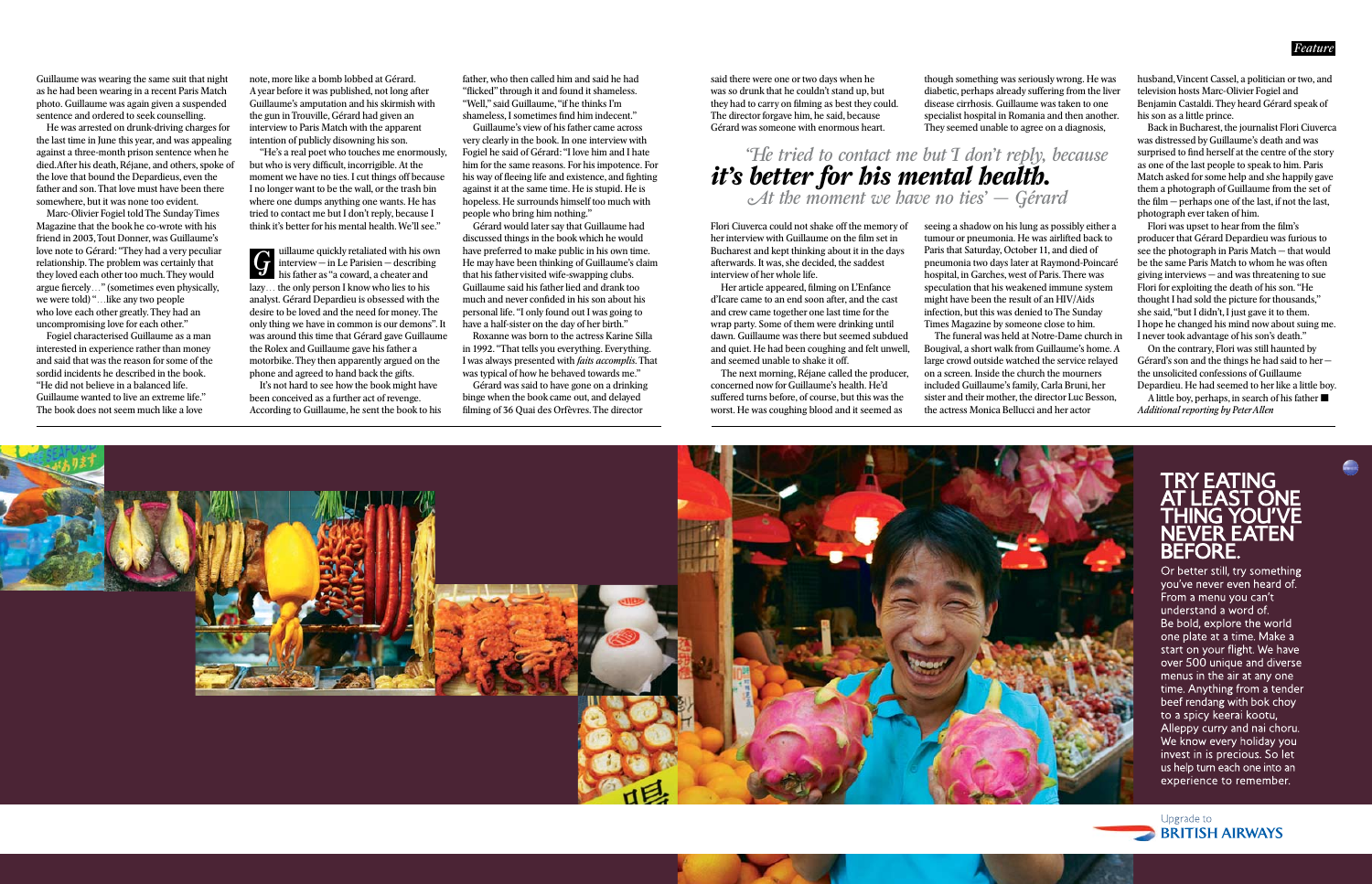Guillaume was wearing the same suit that night as he had been wearing in a recent Paris Match photo. Guillaume was again given a suspended sentence and ordered to seek counselling.

He was arrested on drunk-driving charges for the last time in June this year, and was appealing against a three-month prison sentence when he died. After his death, Réjane, and others, spoke of the love that bound the Depardieus, even the father and son. That love must have been there somewhere, but it was none too evident.

Marc-Olivier Fogiel told The Sunday Times Magazine that the book he co-wrote with his friend in 2003, Tout Donner, was Guillaume's love note to Gérard: "They had a very peculiar relationship. The problem was certainly that they loved each other too much. They would argue fiercely… " (sometimes even physically, we were told) "…like any two people who love each other greatly. They had an uncompromising love for each other."

Fogiel characterised Guillaume as a man interested in experience rather than money and said that was the reason for some of the sordid incidents he described in the book. "He did not believe in a balanced life. Guillaume wanted to live an extreme life." The book does not seem much like a love note, more like a bomb lobbed at Gérard. A year before it was published, not long after Guillaume's amputation and his skirmish with the gun in Trouville, Gérard had given an interview to Paris Match with the apparent intention of publicly disowning his son.

"He's a real poet who touches me enormously, but who is very difficult, incorrigible. At the moment we have no ties. I cut things off because I no longer want to be the wall, or the trash bin where one dumps anything one wants. He has tried to contact me but I don't reply, because I think it's better for his mental health. We'll see."

Guillaume quickly retaliated with his own interview — in Le Parisien — describing his father as "a coward, a cheater and lazy… the only person I know who lies to his analyst. Gérard Depardieu is obsessed with the desire to be loved and the need for money. The only thing we have in common is our demons". It was around this time that Gérard gave Guillaume the Rolex and Guillaume gave his father a motorbike. They then apparently argued on the phone and agreed to hand back the gifts.

It's not hard to see how the book might have been conceived as a further act of revenge. According to Guillaume, he sent the book to his father, who then called him and said he had "flicked" through it and found it shameless. "Well," said Guillaume, "if he thinks I'm shameless, I sometimes find him indecent."

Guillaume's view of his father came across very clearly in the book. In one interview with Fogiel he said of Gérard: "I love him and I hate him for the same reasons. For his impotence. For his way of fleeing life and existence, and fighting against it at the same time. He is stupid. He is hopeless. He surrounds himself too much with people who bring him nothing."

Gérard would later say that Guillaume had discussed things in the book which he would have preferred to make public in his own time. He may have been thinking of Guillaume's claim that his father visited wife-swapping clubs. Guillaume said his father lied and drank too much and never confided in his son about his personal life. "I only found out I was going to have a half-sister on the day of her birth."

Roxanne was born to the actress Karine Silla in 1992. "That tells you everything. Everything. I was always presented with *faits accomplis*. That was typical of how he behaved towards me."

Gérard was said to have gone on a drinking binge when the book came out, and delayed filming of 36 Quai des Orfèvres. The director said there were one or two days when he was so drunk that he couldn't stand up, but they had to carry on filming as best they could. The director forgave him, he said, because Gérard was someone with enormous heart.

> *'He tried to contact me but I don't reply, because* ***it's better for his mental health.*** *At the moment we have no ties' — Gérard*

Flori Ciuverca could not shake off the memory of her interview with Guillaume on the film set in Bucharest and kept thinking about it in the days afterwards. It was, she decided, the saddest interview of her whole life.

Her article appeared, filming on L'Enfance d'Icare came to an end soon after, and the cast and crew came together one last time for the wrap party. Some of them were drinking until dawn. Guillaume was there but seemed subdued and quiet. He had been coughing and felt unwell, and seemed unable to shake it off.

The next morning, Réjane called the producer, concerned now for Guillaume's health. He'd suffered turns before, of course, but this was the worst. He was coughing blood and it seemed as though something was seriously wrong. He was diabetic, perhaps already suffering from the liver disease cirrhosis. Guillaume was taken to one specialist hospital in Romania and then another. They seemed unable to agree on a diagnosis, seeing a shadow on his lung as possibly either a tumour or pneumonia. He was airlifted back to Paris that Saturday, October 11, and died of pneumonia two days later at Raymond-Poincaré hospital, in Garches, west of Paris. There was speculation that his weakened immune system might have been the result of an HIV/Aids infection, but this was denied to The Sunday Times Magazine by someone close to him.

The funeral was held at Notre-Dame church in Bougival, a short walk from Guillaume's home. A large crowd outside watched the service relayed on a screen. Inside the church the mourners included Guillaume's family, Carla Bruni, her sister and their mother, the director Luc Besson, the actress Monica Bellucci and her actor husband, Vincent Cassel, a politician or two, and television hosts Marc-Olivier Fogiel and Benjamin Castaldi. They heard Gérard speak of his son as a little prince.

Back in Bucharest, the journalist Flori Ciuverca was distressed by Guillaume's death and was surprised to find herself at the centre of the story as one of the last people to speak to him. Paris Match asked for some help and she happily gave them a photograph of Guillaume from the set of the film — perhaps one of the last, if not the last, photograph ever taken of him.

Flori was upset to hear from the film's producer that Gérard Depardieu was furious to see the photograph in Paris Match — that would be the same Paris Match to whom he was often giving interviews — and was threatening to sue Flori for exploiting the death of his son. "He thought I had sold the picture for thousands," she said, "but I didn't, I just gave it to them. I hope he changed his mind now about suing me. I never took advantage of his son's death."

On the contrary, Flori was still haunted by Gérard's son and the things he had said to her — the unsolicited confessions of Guillaume Depardieu. He had seemed to her like a little boy. A little boy, perhaps, in search of his father ■

*Additional reporting by Peter Allen*

## TRY EATING AT LEAST ONE THING YOU'VE NEVER EATEN BEFORE.

Or better still, try something you've never even heard of. From a menu you can't understand a word of. Be bold, explore the world one plate at a time. Make a start on your flight. We have over 500 unique and diverse menus in the air at any one time. Anything from a tender beef rendang with bok choy to a spicy keerai kootu, Alleppy curry and nai choru. We know every holiday you invest in is precious. So let us help turn each one into an experience to remember.

Upgrade to BRITISH AIRWAYS